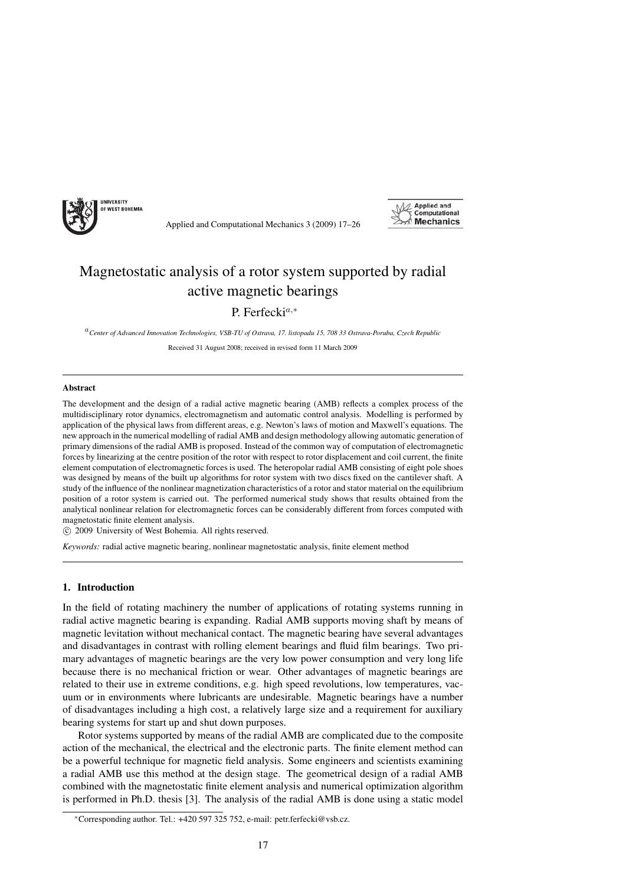# Magnetostatic analysis of a rotor system supported by radial active magnetic bearings

P. Ferfecki[a,*]

[a] *Center of Advanced Innovation Technologies, VSB-TU of Ostrava, 17. listopadu 15, 708 33 Ostrava-Poruba, Czech Republic*

Received 31 August 2008; received in revised form 11 March 2009

---

**Abstract**

The development and the design of a radial active magnetic bearing (AMB) reflects a complex process of the multidisciplinary rotor dynamics, electromagnetism and automatic control analysis. Modelling is performed by application of the physical laws from different areas, e.g. Newton's laws of motion and Maxwell's equations. The new approach in the numerical modelling of radial AMB and design methodology allowing automatic generation of primary dimensions of the radial AMB is proposed. Instead of the common way of computation of electromagnetic forces by linearizing at the centre position of the rotor with respect to rotor displacement and coil current, the finite element computation of electromagnetic forces is used. The heteropolar radial AMB consisting of eight pole shoes was designed by means of the built up algorithms for rotor system with two discs fixed on the cantilever shaft. A study of the influence of the nonlinear magnetization characteristics of a rotor and stator material on the equilibrium position of a rotor system is carried out. The performed numerical study shows that results obtained from the analytical nonlinear relation for electromagnetic forces can be considerably different from forces computed with magnetostatic finite element analysis.

© 2009 University of West Bohemia. All rights reserved.

*Keywords:* radial active magnetic bearing, nonlinear magnetostatic analysis, finite element method

---

## 1. Introduction

In the field of rotating machinery the number of applications of rotating systems running in radial active magnetic bearing is expanding. Radial AMB supports moving shaft by means of magnetic levitation without mechanical contact. The magnetic bearing have several advantages and disadvantages in contrast with rolling element bearings and fluid film bearings. Two primary advantages of magnetic bearings are the very low power consumption and very long life because there is no mechanical friction or wear. Other advantages of magnetic bearings are related to their use in extreme conditions, e.g. high speed revolutions, low temperatures, vacuum or in environments where lubricants are undesirable. Magnetic bearings have a number of disadvantages including a high cost, a relatively large size and a requirement for auxiliary bearing systems for start up and shut down purposes.

Rotor systems supported by means of the radial AMB are complicated due to the composite action of the mechanical, the electrical and the electronic parts. The finite element method can be a powerful technique for magnetic field analysis. Some engineers and scientists examining a radial AMB use this method at the design stage. The geometrical design of a radial AMB combined with the magnetostatic finite element analysis and numerical optimization algorithm is performed in Ph.D. thesis [3]. The analysis of the radial AMB is done using a static model

*Corresponding author. Tel.: +420 597 325 752, e-mail: petr.ferfecki@vsb.cz.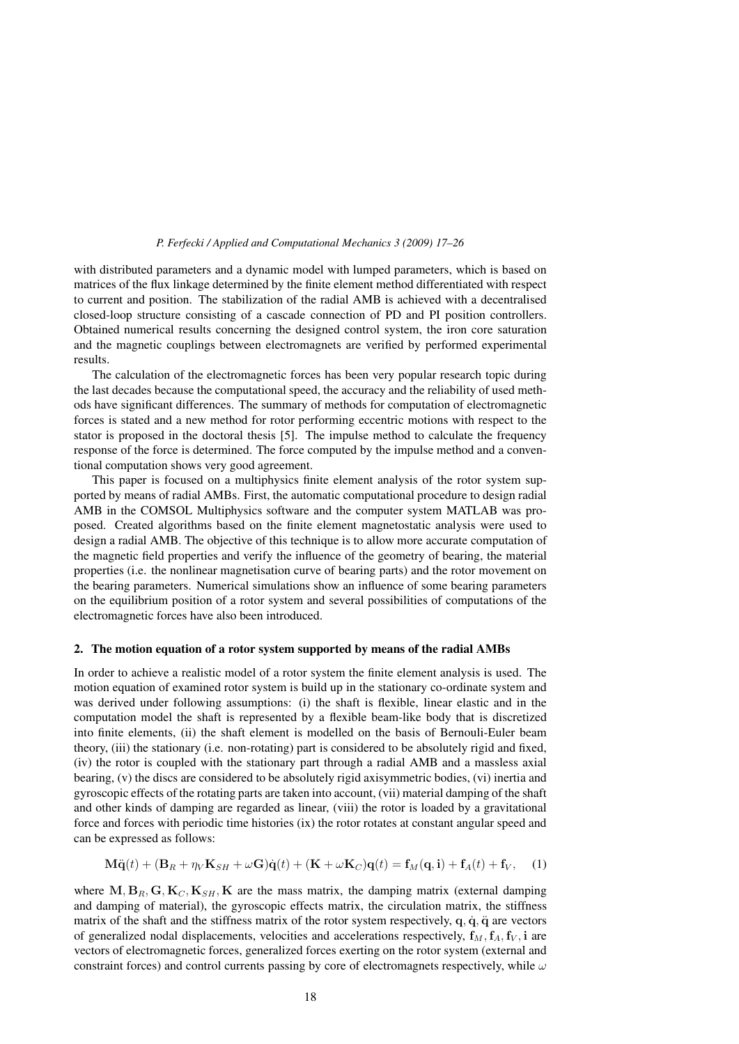with distributed parameters and a dynamic model with lumped parameters, which is based on matrices of the flux linkage determined by the finite element method differentiated with respect to current and position. The stabilization of the radial AMB is achieved with a decentralised closed-loop structure consisting of a cascade connection of PD and PI position controllers. Obtained numerical results concerning the designed control system, the iron core saturation and the magnetic couplings between electromagnets are verified by performed experimental results.

The calculation of the electromagnetic forces has been very popular research topic during the last decades because the computational speed, the accuracy and the reliability of used methods have significant differences. The summary of methods for computation of electromagnetic forces is stated and a new method for rotor performing eccentric motions with respect to the stator is proposed in the doctoral thesis [5]. The impulse method to calculate the frequency response of the force is determined. The force computed by the impulse method and a conventional computation shows very good agreement.

This paper is focused on a multiphysics finite element analysis of the rotor system supported by means of radial AMBs. First, the automatic computational procedure to design radial AMB in the COMSOL Multiphysics software and the computer system MATLAB was proposed. Created algorithms based on the finite element magnetostatic analysis were used to design a radial AMB. The objective of this technique is to allow more accurate computation of the magnetic field properties and verify the influence of the geometry of bearing, the material properties (i.e. the nonlinear magnetisation curve of bearing parts) and the rotor movement on the bearing parameters. Numerical simulations show an influence of some bearing parameters on the equilibrium position of a rotor system and several possibilities of computations of the electromagnetic forces have also been introduced.

## 2. The motion equation of a rotor system supported by means of the radial AMBs

In order to achieve a realistic model of a rotor system the finite element analysis is used. The motion equation of examined rotor system is build up in the stationary co-ordinate system and was derived under following assumptions: (i) the shaft is flexible, linear elastic and in the computation model the shaft is represented by a flexible beam-like body that is discretized into finite elements, (ii) the shaft element is modelled on the basis of Bernouli-Euler beam theory, (iii) the stationary (i.e. non-rotating) part is considered to be absolutely rigid and fixed, (iv) the rotor is coupled with the stationary part through a radial AMB and a massless axial bearing, (v) the discs are considered to be absolutely rigid axisymmetric bodies, (vi) inertia and gyroscopic effects of the rotating parts are taken into account, (vii) material damping of the shaft and other kinds of damping are regarded as linear, (viii) the rotor is loaded by a gravitational force and forces with periodic time histories (ix) the rotor rotates at constant angular speed and can be expressed as follows:

$$\mathbf{M}\ddot{\mathbf{q}}(t) + (\mathbf{B}_R + \eta_V \mathbf{K}_{SH} + \omega \mathbf{G})\dot{\mathbf{q}}(t) + (\mathbf{K} + \omega \mathbf{K}_C)\mathbf{q}(t) = \mathbf{f}_M(\mathbf{q}, \mathbf{i}) + \mathbf{f}_A(t) + \mathbf{f}_V, \quad (1)$$

where $\mathbf{M}, \mathbf{B}_R, \mathbf{G}, \mathbf{K}_C, \mathbf{K}_{SH}, \mathbf{K}$ are the mass matrix, the damping matrix (external damping and damping of material), the gyroscopic effects matrix, the circulation matrix, the stiffness matrix of the shaft and the stiffness matrix of the rotor system respectively, $\mathbf{q}, \dot{\mathbf{q}}, \ddot{\mathbf{q}}$ are vectors of generalized nodal displacements, velocities and accelerations respectively, $\mathbf{f}_M, \mathbf{f}_A, \mathbf{f}_V, \mathbf{i}$ are vectors of electromagnetic forces, generalized forces exerting on the rotor system (external and constraint forces) and control currents passing by core of electromagnets respectively, while $\omega$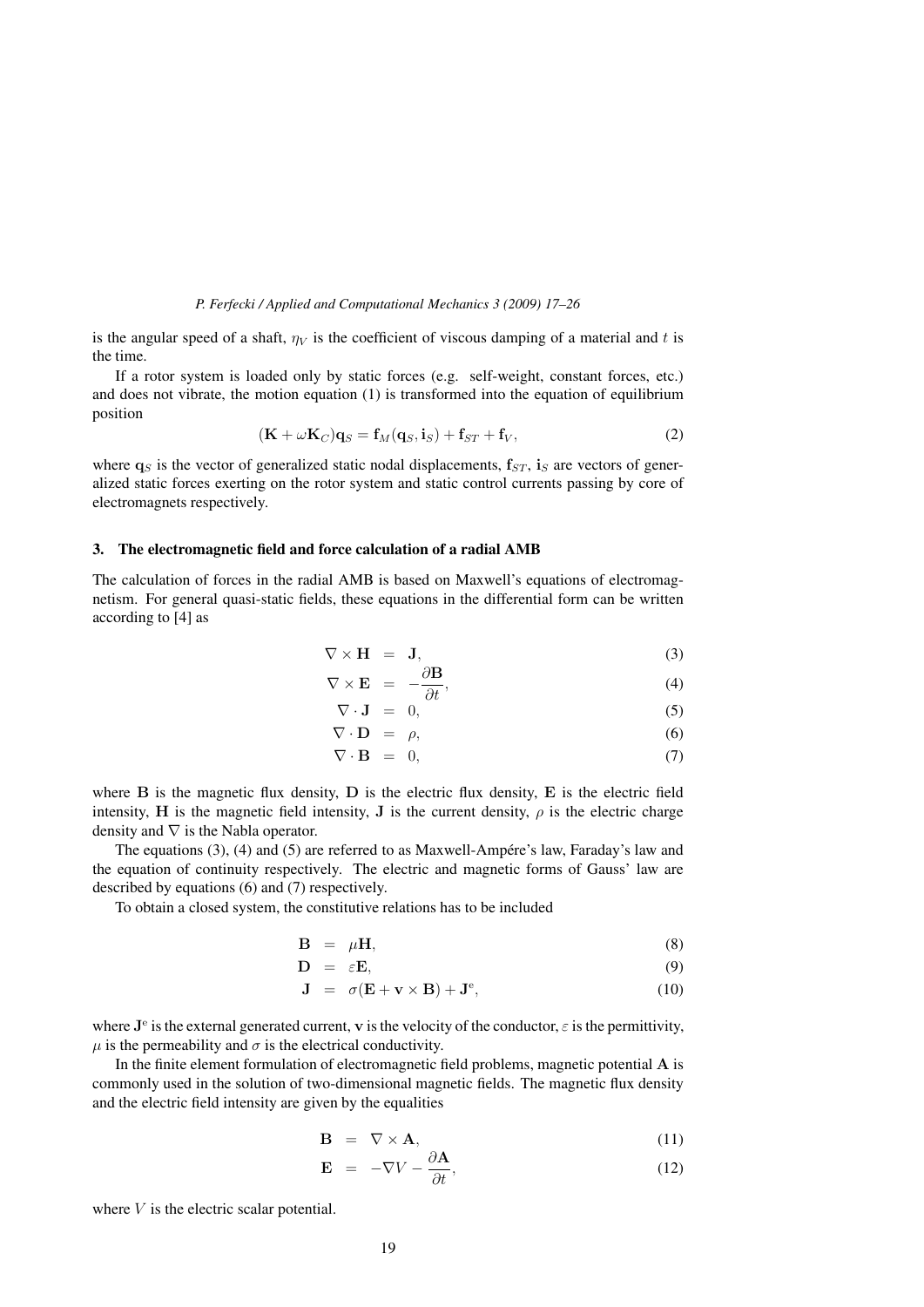is the angular speed of a shaft, $\eta_V$ is the coefficient of viscous damping of a material and $t$ is the time.

If a rotor system is loaded only by static forces (e.g. self-weight, constant forces, etc.) and does not vibrate, the motion equation (1) is transformed into the equation of equilibrium position

$$(\mathbf{K} + \omega \mathbf{K}_C)\mathbf{q}_S = \mathbf{f}_M(\mathbf{q}_S, \mathbf{i}_S) + \mathbf{f}_{ST} + \mathbf{f}_V, \tag{2}$$

where $\mathbf{q}_S$ is the vector of generalized static nodal displacements, $\mathbf{f}_{ST}$, $\mathbf{i}_S$ are vectors of generalized static forces exerting on the rotor system and static control currents passing by core of electromagnets respectively.

## 3. The electromagnetic field and force calculation of a radial AMB

The calculation of forces in the radial AMB is based on Maxwell's equations of electromagnetism. For general quasi-static fields, these equations in the differential form can be written according to [4] as

$$\nabla \times \mathbf{H} = \mathbf{J}, \tag{3}$$

$$\nabla \times \mathbf{E} = -\frac{\partial \mathbf{B}}{\partial t}, \tag{4}$$

$$\nabla \cdot \mathbf{J} = 0, \tag{5}$$

$$\nabla \cdot \mathbf{D} = \rho, \tag{6}$$

$$\nabla \cdot \mathbf{B} = 0, \tag{7}$$

where $\mathbf{B}$ is the magnetic flux density, $\mathbf{D}$ is the electric flux density, $\mathbf{E}$ is the electric field intensity, $\mathbf{H}$ is the magnetic field intensity, $\mathbf{J}$ is the current density, $\rho$ is the electric charge density and $\nabla$ is the Nabla operator.

The equations (3), (4) and (5) are referred to as Maxwell-Ampére's law, Faraday's law and the equation of continuity respectively. The electric and magnetic forms of Gauss' law are described by equations (6) and (7) respectively.

To obtain a closed system, the constitutive relations has to be included

$$\mathbf{B} = \mu \mathbf{H}, \tag{8}$$

$$\mathbf{D} = \varepsilon \mathbf{E}, \tag{9}$$

$$\mathbf{J} = \sigma(\mathbf{E} + \mathbf{v} \times \mathbf{B}) + \mathbf{J}^e, \tag{10}$$

where $\mathbf{J}^e$ is the external generated current, $\mathbf{v}$ is the velocity of the conductor, $\varepsilon$ is the permittivity, $\mu$ is the permeability and $\sigma$ is the electrical conductivity.

In the finite element formulation of electromagnetic field problems, magnetic potential $\mathbf{A}$ is commonly used in the solution of two-dimensional magnetic fields. The magnetic flux density and the electric field intensity are given by the equalities

$$\mathbf{B} = \nabla \times \mathbf{A}, \tag{11}$$

$$\mathbf{E} = -\nabla V - \frac{\partial \mathbf{A}}{\partial t}, \tag{12}$$

where $V$ is the electric scalar potential.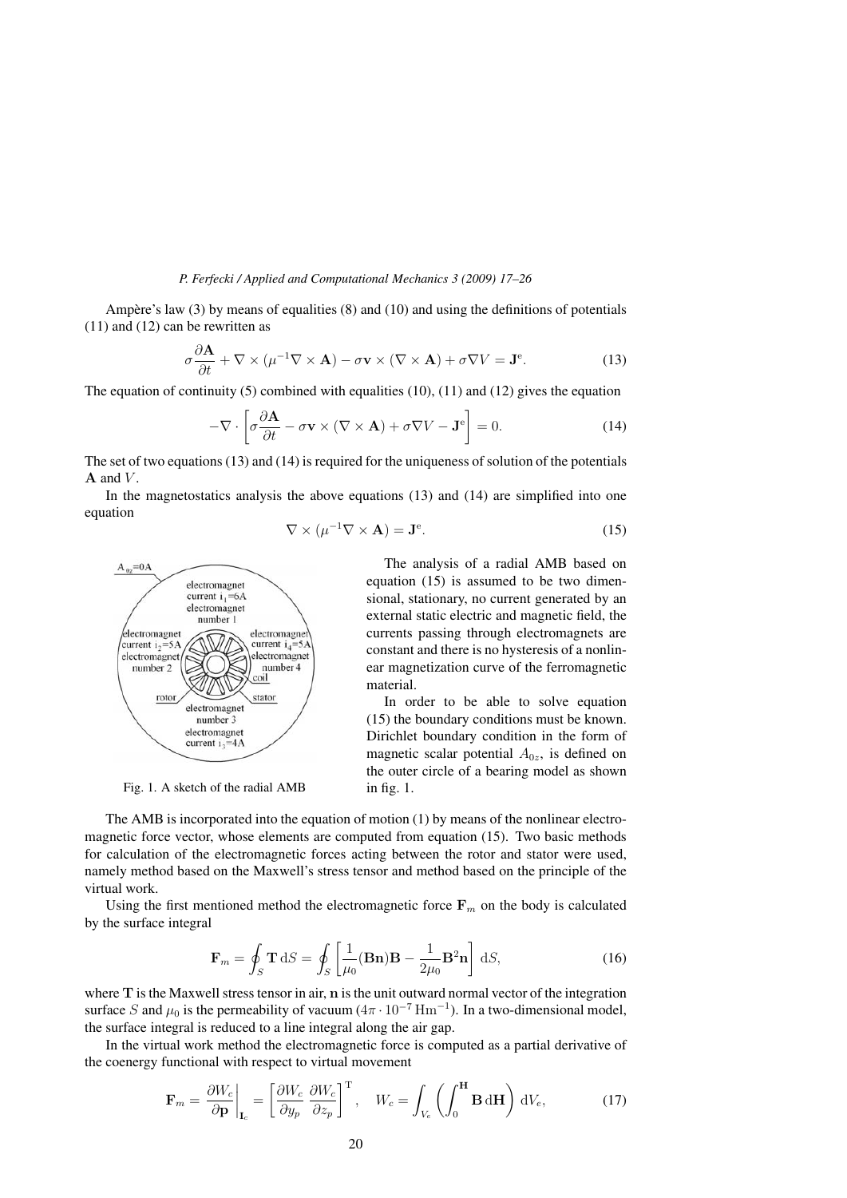Ampère's law (3) by means of equalities (8) and (10) and using the definitions of potentials (11) and (12) can be rewritten as

$$\sigma \frac{\partial \mathbf{A}}{\partial t} + \nabla \times (\mu^{-1} \nabla \times \mathbf{A}) - \sigma \mathbf{v} \times (\nabla \times \mathbf{A}) + \sigma \nabla V = \mathbf{J}^{\mathrm{e}}. \tag{13}$$

The equation of continuity (5) combined with equalities (10), (11) and (12) gives the equation

$$-\nabla \cdot \left[ \sigma \frac{\partial \mathbf{A}}{\partial t} - \sigma \mathbf{v} \times (\nabla \times \mathbf{A}) + \sigma \nabla V - \mathbf{J}^{\mathrm{e}} \right] = 0. \tag{14}$$

The set of two equations (13) and (14) is required for the uniqueness of solution of the potentials $\mathbf{A}$ and $V$.

In the magnetostatics analysis the above equations (13) and (14) are simplified into one equation

$$\nabla \times (\mu^{-1} \nabla \times \mathbf{A}) = \mathbf{J}^{\mathrm{e}}. \tag{15}$$

Fig. 1. A sketch of the radial AMB

The analysis of a radial AMB based on equation (15) is assumed to be two dimensional, stationary, no current generated by an external static electric and magnetic field, the currents passing through electromagnets are constant and there is no hysteresis of a nonlinear magnetization curve of the ferromagnetic material.

In order to be able to solve equation (15) the boundary conditions must be known. Dirichlet boundary condition in the form of magnetic scalar potential $A_{0z}$, is defined on the outer circle of a bearing model as shown in fig. 1.

The AMB is incorporated into the equation of motion (1) by means of the nonlinear electromagnetic force vector, whose elements are computed from equation (15). Two basic methods for calculation of the electromagnetic forces acting between the rotor and stator were used, namely method based on the Maxwell's stress tensor and method based on the principle of the virtual work.

Using the first mentioned method the electromagnetic force $\mathbf{F}_m$ on the body is calculated by the surface integral

$$\mathbf{F}_m = \oint_S \mathbf{T} \, \mathrm{d}S = \oint_S \left[ \frac{1}{\mu_0} (\mathbf{B}\mathbf{n})\mathbf{B} - \frac{1}{2\mu_0} \mathbf{B}^2 \mathbf{n} \right] \, \mathrm{d}S, \tag{16}$$

where $\mathbf{T}$ is the Maxwell stress tensor in air, $\mathbf{n}$ is the unit outward normal vector of the integration surface $S$ and $\mu_0$ is the permeability of vacuum ($4\pi \cdot 10^{-7} \, \mathrm{Hm}^{-1}$). In a two-dimensional model, the surface integral is reduced to a line integral along the air gap.

In the virtual work method the electromagnetic force is computed as a partial derivative of the coenergy functional with respect to virtual movement

$$\mathbf{F}_m = \left. \frac{\partial W_c}{\partial \mathbf{p}} \right|_{\mathbf{I}_c} = \left[ \frac{\partial W_c}{\partial y_p} \; \frac{\partial W_c}{\partial z_p} \right]^{\mathrm{T}}, \quad W_c = \int_{V_e} \left( \int_0^{\mathbf{H}} \mathbf{B} \, \mathrm{d}\mathbf{H} \right) \, \mathrm{d}V_e, \tag{17}$$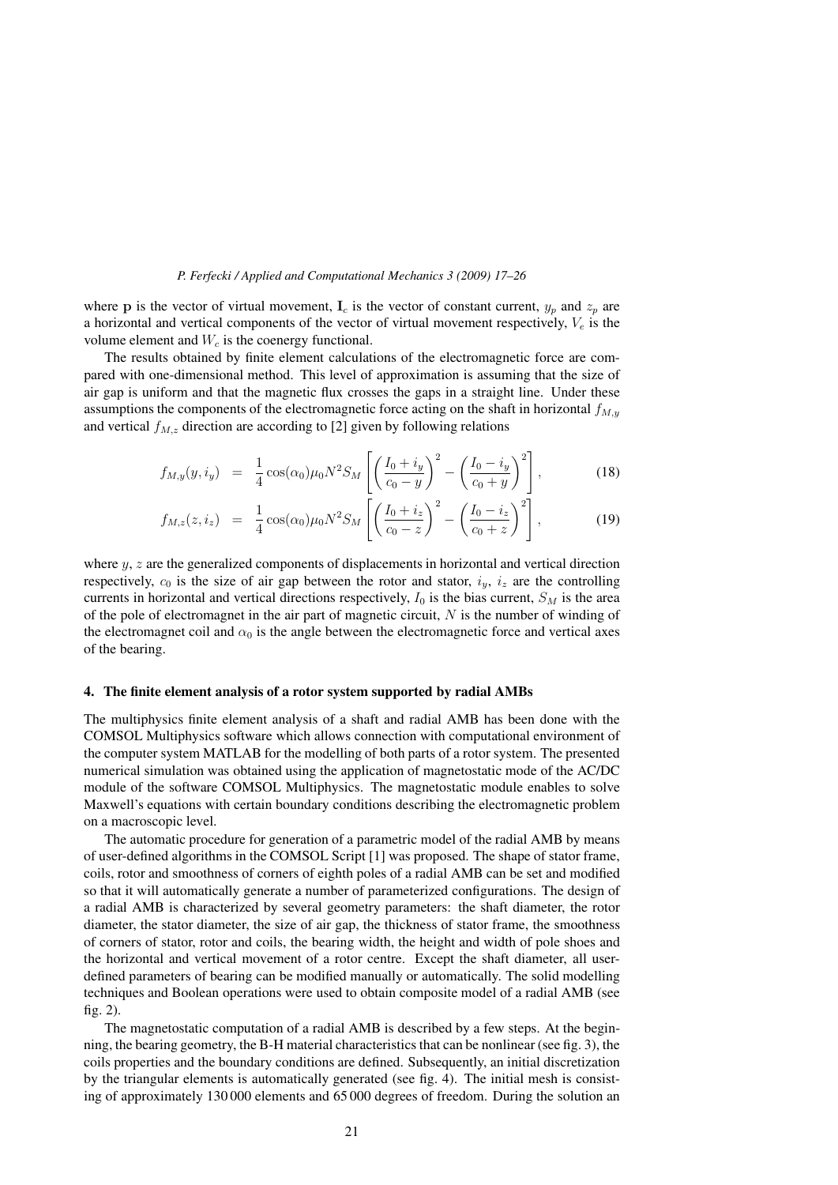where $\mathbf{p}$ is the vector of virtual movement, $\mathbf{I}_c$ is the vector of constant current, $y_p$ and $z_p$ are a horizontal and vertical components of the vector of virtual movement respectively, $V_e$ is the volume element and $W_c$ is the coenergy functional.

The results obtained by finite element calculations of the electromagnetic force are compared with one-dimensional method. This level of approximation is assuming that the size of air gap is uniform and that the magnetic flux crosses the gaps in a straight line. Under these assumptions the components of the electromagnetic force acting on the shaft in horizontal $f_{M,y}$ and vertical $f_{M,z}$ direction are according to [2] given by following relations

$$f_{M,y}(y, i_y) = \frac{1}{4}\cos(\alpha_0)\mu_0 N^2 S_M \left[ \left( \frac{I_0 + i_y}{c_0 - y} \right)^2 - \left( \frac{I_0 - i_y}{c_0 + y} \right)^2 \right], \tag{18}$$

$$f_{M,z}(z, i_z) = \frac{1}{4}\cos(\alpha_0)\mu_0 N^2 S_M \left[ \left( \frac{I_0 + i_z}{c_0 - z} \right)^2 - \left( \frac{I_0 - i_z}{c_0 + z} \right)^2 \right], \tag{19}$$

where $y$, $z$ are the generalized components of displacements in horizontal and vertical direction respectively, $c_0$ is the size of air gap between the rotor and stator, $i_y$, $i_z$ are the controlling currents in horizontal and vertical directions respectively, $I_0$ is the bias current, $S_M$ is the area of the pole of electromagnet in the air part of magnetic circuit, $N$ is the number of winding of the electromagnet coil and $\alpha_0$ is the angle between the electromagnetic force and vertical axes of the bearing.

## 4. The finite element analysis of a rotor system supported by radial AMBs

The multiphysics finite element analysis of a shaft and radial AMB has been done with the COMSOL Multiphysics software which allows connection with computational environment of the computer system MATLAB for the modelling of both parts of a rotor system. The presented numerical simulation was obtained using the application of magnetostatic mode of the AC/DC module of the software COMSOL Multiphysics. The magnetostatic module enables to solve Maxwell's equations with certain boundary conditions describing the electromagnetic problem on a macroscopic level.

The automatic procedure for generation of a parametric model of the radial AMB by means of user-defined algorithms in the COMSOL Script [1] was proposed. The shape of stator frame, coils, rotor and smoothness of corners of eighth poles of a radial AMB can be set and modified so that it will automatically generate a number of parameterized configurations. The design of a radial AMB is characterized by several geometry parameters: the shaft diameter, the rotor diameter, the stator diameter, the size of air gap, the thickness of stator frame, the smoothness of corners of stator, rotor and coils, the bearing width, the height and width of pole shoes and the horizontal and vertical movement of a rotor centre. Except the shaft diameter, all user-defined parameters of bearing can be modified manually or automatically. The solid modelling techniques and Boolean operations were used to obtain composite model of a radial AMB (see fig. 2).

The magnetostatic computation of a radial AMB is described by a few steps. At the beginning, the bearing geometry, the B-H material characteristics that can be nonlinear (see fig. 3), the coils properties and the boundary conditions are defined. Subsequently, an initial discretization by the triangular elements is automatically generated (see fig. 4). The initial mesh is consisting of approximately 130 000 elements and 65 000 degrees of freedom. During the solution an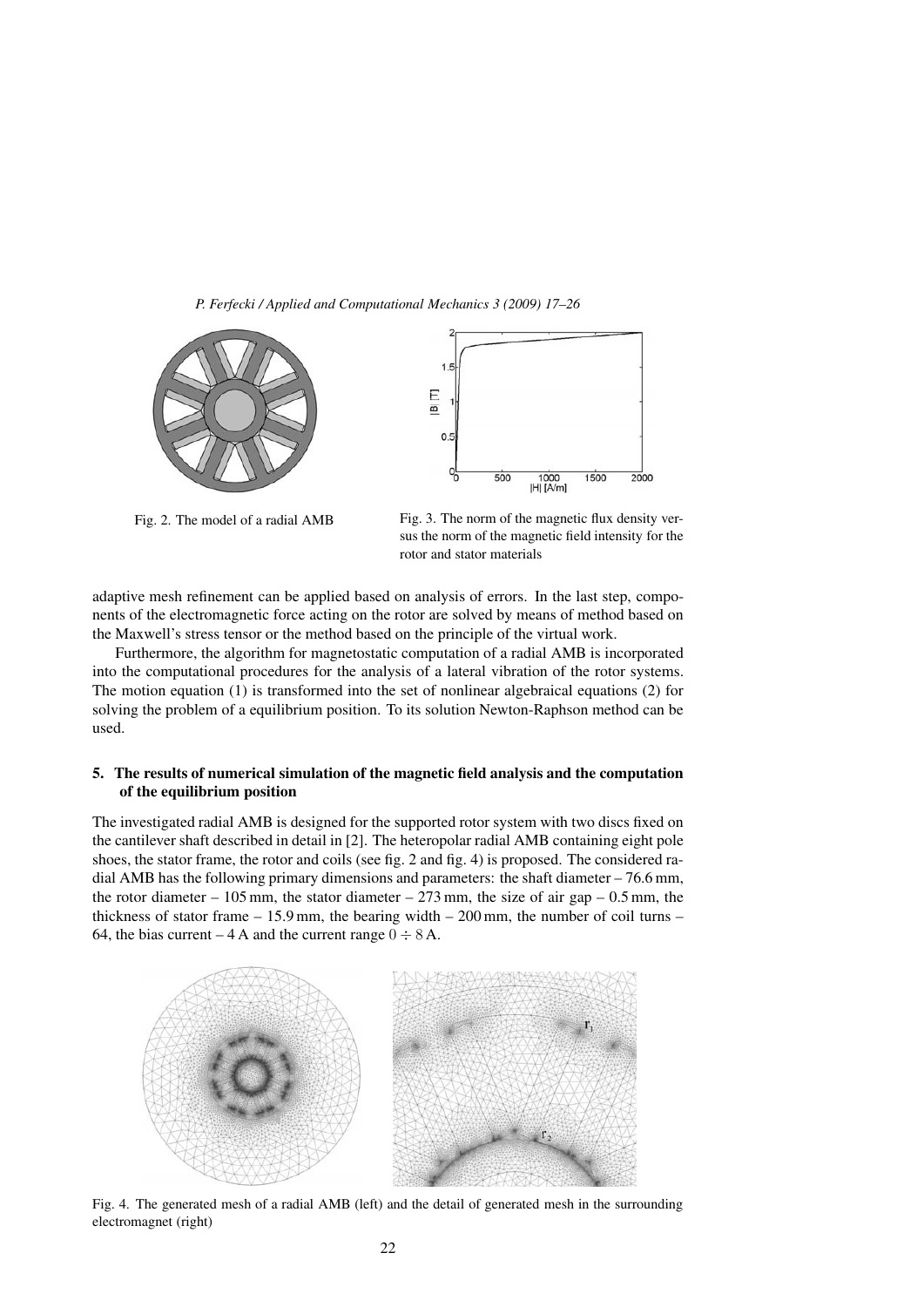Fig. 2. The model of a radial AMB

Fig. 3. The norm of the magnetic flux density versus the norm of the magnetic field intensity for the rotor and stator materials

adaptive mesh refinement can be applied based on analysis of errors. In the last step, components of the electromagnetic force acting on the rotor are solved by means of method based on the Maxwell's stress tensor or the method based on the principle of the virtual work.

Furthermore, the algorithm for magnetostatic computation of a radial AMB is incorporated into the computational procedures for the analysis of a lateral vibration of the rotor systems. The motion equation (1) is transformed into the set of nonlinear algebraical equations (2) for solving the problem of a equilibrium position. To its solution Newton-Raphson method can be used.

## 5. The results of numerical simulation of the magnetic field analysis and the computation of the equilibrium position

The investigated radial AMB is designed for the supported rotor system with two discs fixed on the cantilever shaft described in detail in [2]. The heteropolar radial AMB containing eight pole shoes, the stator frame, the rotor and coils (see fig. 2 and fig. 4) is proposed. The considered radial AMB has the following primary dimensions and parameters: the shaft diameter – 76.6 mm, the rotor diameter – 105 mm, the stator diameter – 273 mm, the size of air gap – 0.5 mm, the thickness of stator frame – 15.9 mm, the bearing width – 200 mm, the number of coil turns – 64, the bias current – 4 A and the current range $0 \div 8$ A.

Fig. 4. The generated mesh of a radial AMB (left) and the detail of generated mesh in the surrounding electromagnet (right)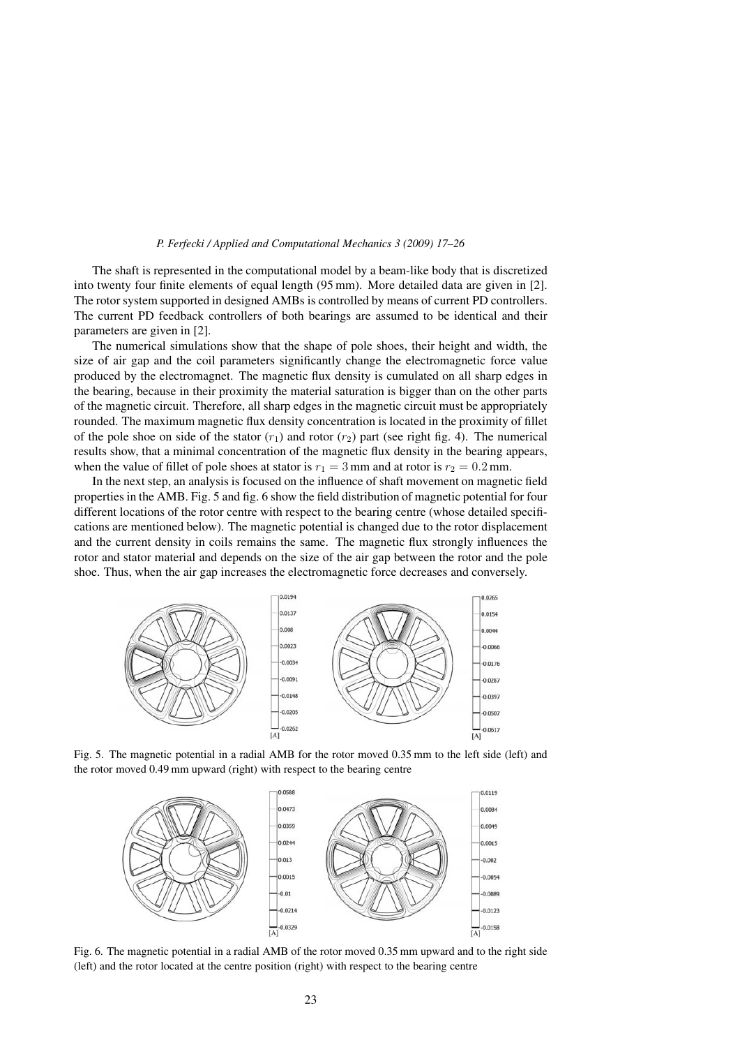The shaft is represented in the computational model by a beam-like body that is discretized into twenty four finite elements of equal length (95 mm). More detailed data are given in [2]. The rotor system supported in designed AMBs is controlled by means of current PD controllers. The current PD feedback controllers of both bearings are assumed to be identical and their parameters are given in [2].

The numerical simulations show that the shape of pole shoes, their height and width, the size of air gap and the coil parameters significantly change the electromagnetic force value produced by the electromagnet. The magnetic flux density is cumulated on all sharp edges in the bearing, because in their proximity the material saturation is bigger than on the other parts of the magnetic circuit. Therefore, all sharp edges in the magnetic circuit must be appropriately rounded. The maximum magnetic flux density concentration is located in the proximity of fillet of the pole shoe on side of the stator ($r_1$) and rotor ($r_2$) part (see right fig. 4). The numerical results show, that a minimal concentration of the magnetic flux density in the bearing appears, when the value of fillet of pole shoes at stator is $r_1 = 3$ mm and at rotor is $r_2 = 0.2$ mm.

In the next step, an analysis is focused on the influence of shaft movement on magnetic field properties in the AMB. Fig. 5 and fig. 6 show the field distribution of magnetic potential for four different locations of the rotor centre with respect to the bearing centre (whose detailed specifications are mentioned below). The magnetic potential is changed due to the rotor displacement and the current density in coils remains the same. The magnetic flux strongly influences the rotor and stator material and depends on the size of the air gap between the rotor and the pole shoe. Thus, when the air gap increases the electromagnetic force decreases and conversely.

Fig. 5. The magnetic potential in a radial AMB for the rotor moved 0.35 mm to the left side (left) and the rotor moved 0.49 mm upward (right) with respect to the bearing centre

Fig. 6. The magnetic potential in a radial AMB of the rotor moved 0.35 mm upward and to the right side (left) and the rotor located at the centre position (right) with respect to the bearing centre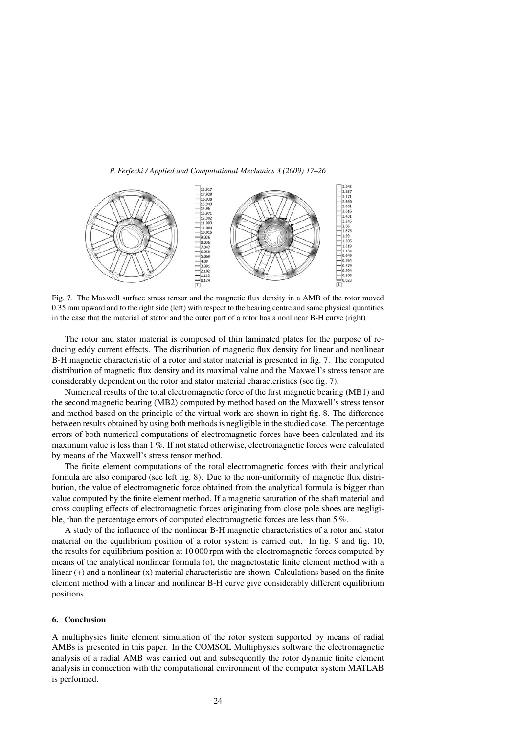Fig. 7. The Maxwell surface stress tensor and the magnetic flux density in a AMB of the rotor moved 0.35 mm upward and to the right side (left) with respect to the bearing centre and same physical quantities in the case that the material of stator and the outer part of a rotor has a nonlinear B-H curve (right)

The rotor and stator material is composed of thin laminated plates for the purpose of reducing eddy current effects. The distribution of magnetic flux density for linear and nonlinear B-H magnetic characteristic of a rotor and stator material is presented in fig. 7. The computed distribution of magnetic flux density and its maximal value and the Maxwell's stress tensor are considerably dependent on the rotor and stator material characteristics (see fig. 7).

Numerical results of the total electromagnetic force of the first magnetic bearing (MB1) and the second magnetic bearing (MB2) computed by method based on the Maxwell's stress tensor and method based on the principle of the virtual work are shown in right fig. 8. The difference between results obtained by using both methods is negligible in the studied case. The percentage errors of both numerical computations of electromagnetic forces have been calculated and its maximum value is less than 1 %. If not stated otherwise, electromagnetic forces were calculated by means of the Maxwell's stress tensor method.

The finite element computations of the total electromagnetic forces with their analytical formula are also compared (see left fig. 8). Due to the non-uniformity of magnetic flux distribution, the value of electromagnetic force obtained from the analytical formula is bigger than value computed by the finite element method. If a magnetic saturation of the shaft material and cross coupling effects of electromagnetic forces originating from close pole shoes are negligible, than the percentage errors of computed electromagnetic forces are less than 5 %.

A study of the influence of the nonlinear B-H magnetic characteristics of a rotor and stator material on the equilibrium position of a rotor system is carried out. In fig. 9 and fig. 10, the results for equilibrium position at 10 000 rpm with the electromagnetic forces computed by means of the analytical nonlinear formula (o), the magnetostatic finite element method with a linear (+) and a nonlinear (x) material characteristic are shown. Calculations based on the finite element method with a linear and nonlinear B-H curve give considerably different equilibrium positions.

## 6. Conclusion

A multiphysics finite element simulation of the rotor system supported by means of radial AMBs is presented in this paper. In the COMSOL Multiphysics software the electromagnetic analysis of a radial AMB was carried out and subsequently the rotor dynamic finite element analysis in connection with the computational environment of the computer system MATLAB is performed.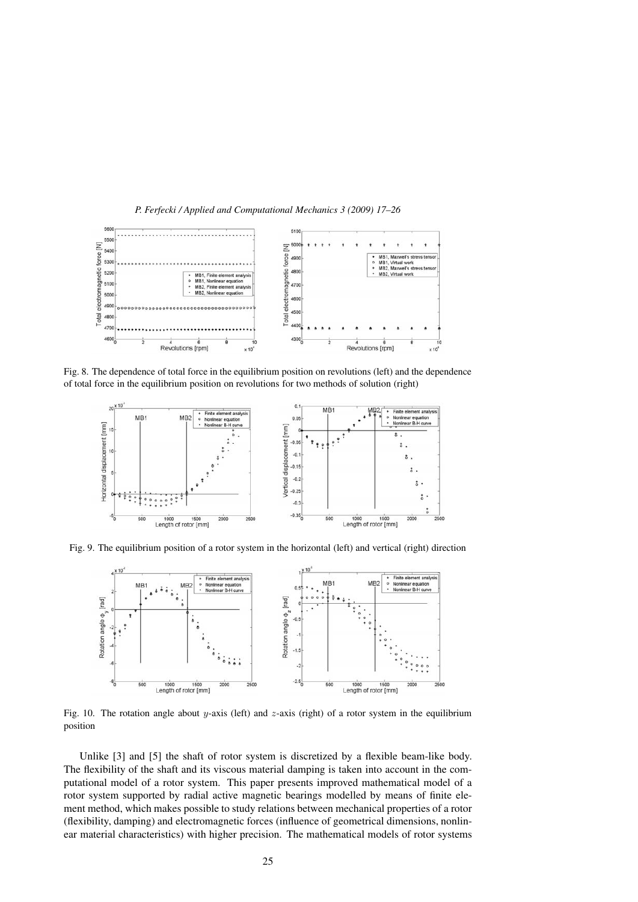Fig. 8. The dependence of total force in the equilibrium position on revolutions (left) and the dependence of total force in the equilibrium position on revolutions for two methods of solution (right)

Fig. 9. The equilibrium position of a rotor system in the horizontal (left) and vertical (right) direction

Fig. 10. The rotation angle about $y$-axis (left) and $z$-axis (right) of a rotor system in the equilibrium position

Unlike [3] and [5] the shaft of rotor system is discretized by a flexible beam-like body. The flexibility of the shaft and its viscous material damping is taken into account in the computational model of a rotor system. This paper presents improved mathematical model of a rotor system supported by radial active magnetic bearings modelled by means of finite element method, which makes possible to study relations between mechanical properties of a rotor (flexibility, damping) and electromagnetic forces (influence of geometrical dimensions, nonlinear material characteristics) with higher precision. The mathematical models of rotor systems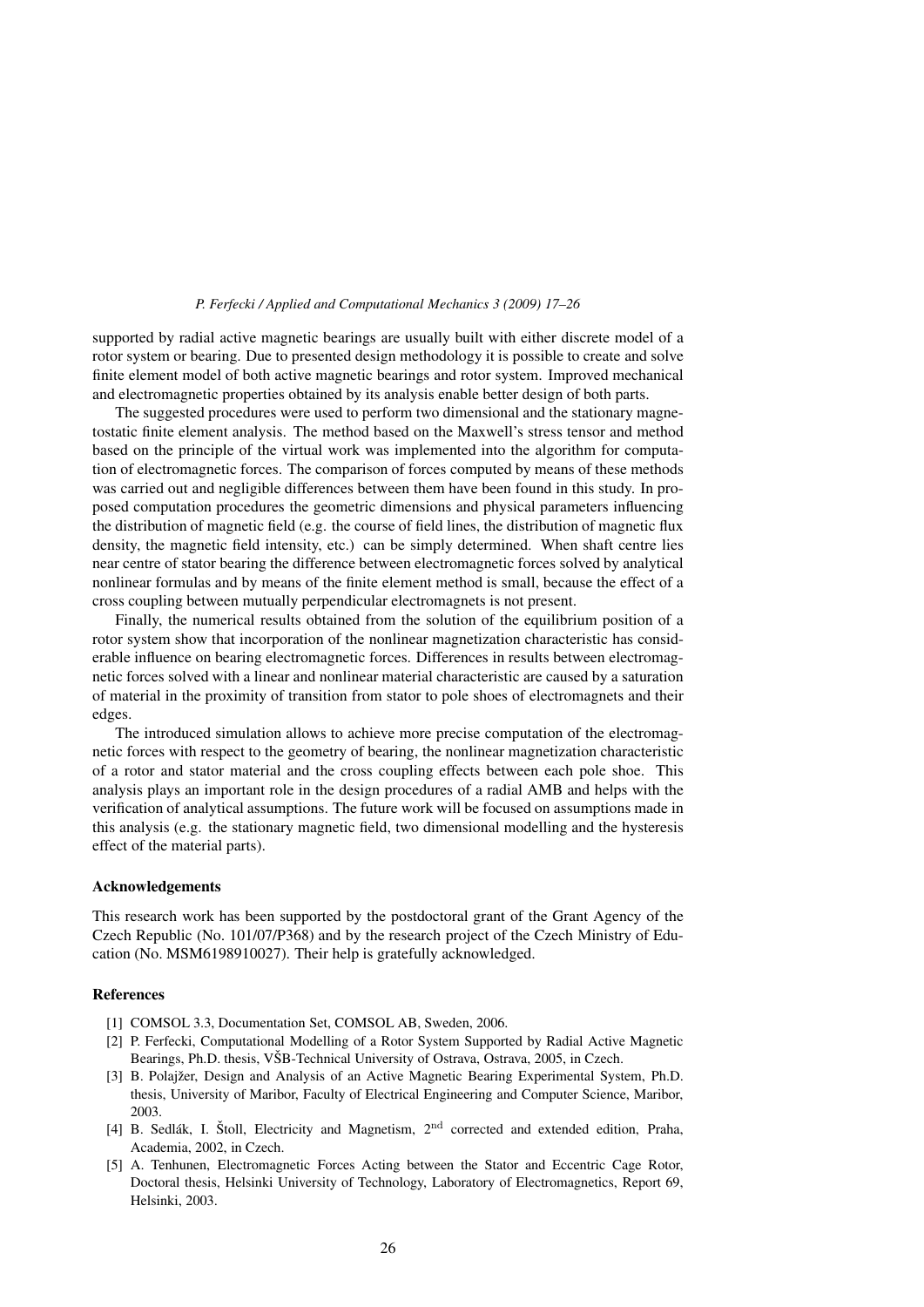supported by radial active magnetic bearings are usually built with either discrete model of a rotor system or bearing. Due to presented design methodology it is possible to create and solve finite element model of both active magnetic bearings and rotor system. Improved mechanical and electromagnetic properties obtained by its analysis enable better design of both parts.

The suggested procedures were used to perform two dimensional and the stationary magnetostatic finite element analysis. The method based on the Maxwell's stress tensor and method based on the principle of the virtual work was implemented into the algorithm for computation of electromagnetic forces. The comparison of forces computed by means of these methods was carried out and negligible differences between them have been found in this study. In proposed computation procedures the geometric dimensions and physical parameters influencing the distribution of magnetic field (e.g. the course of field lines, the distribution of magnetic flux density, the magnetic field intensity, etc.) can be simply determined. When shaft centre lies near centre of stator bearing the difference between electromagnetic forces solved by analytical nonlinear formulas and by means of the finite element method is small, because the effect of a cross coupling between mutually perpendicular electromagnets is not present.

Finally, the numerical results obtained from the solution of the equilibrium position of a rotor system show that incorporation of the nonlinear magnetization characteristic has considerable influence on bearing electromagnetic forces. Differences in results between electromagnetic forces solved with a linear and nonlinear material characteristic are caused by a saturation of material in the proximity of transition from stator to pole shoes of electromagnets and their edges.

The introduced simulation allows to achieve more precise computation of the electromagnetic forces with respect to the geometry of bearing, the nonlinear magnetization characteristic of a rotor and stator material and the cross coupling effects between each pole shoe. This analysis plays an important role in the design procedures of a radial AMB and helps with the verification of analytical assumptions. The future work will be focused on assumptions made in this analysis (e.g. the stationary magnetic field, two dimensional modelling and the hysteresis effect of the material parts).

### Acknowledgements

This research work has been supported by the postdoctoral grant of the Grant Agency of the Czech Republic (No. 101/07/P368) and by the research project of the Czech Ministry of Education (No. MSM6198910027). Their help is gratefully acknowledged.

### References

[1] COMSOL 3.3, Documentation Set, COMSOL AB, Sweden, 2006.

[2] P. Ferfecki, Computational Modelling of a Rotor System Supported by Radial Active Magnetic Bearings, Ph.D. thesis, VŠB-Technical University of Ostrava, Ostrava, 2005, in Czech.

[3] B. Polajžer, Design and Analysis of an Active Magnetic Bearing Experimental System, Ph.D. thesis, University of Maribor, Faculty of Electrical Engineering and Computer Science, Maribor, 2003.

[4] B. Sedlák, I. Štoll, Electricity and Magnetism, 2nd corrected and extended edition, Praha, Academia, 2002, in Czech.

[5] A. Tenhunen, Electromagnetic Forces Acting between the Stator and Eccentric Cage Rotor, Doctoral thesis, Helsinki University of Technology, Laboratory of Electromagnetics, Report 69, Helsinki, 2003.